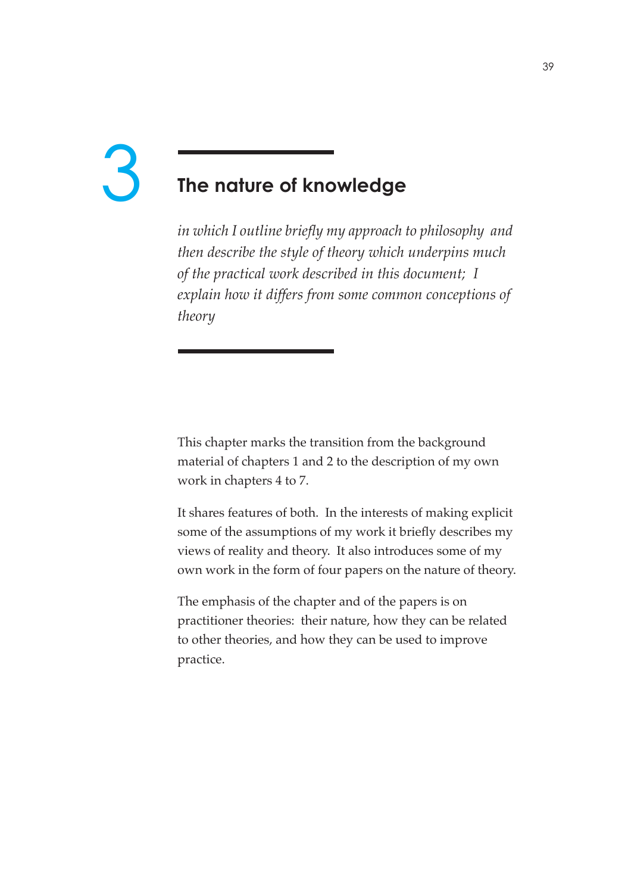# 3 The nature of knowledge

*in which I outline briefly my approach to philosophy and then describe the style of theory which underpins much of the practical work described in this document; I explain how it differs from some common conceptions of theory*

This chapter marks the transition from the background material of chapters 1 and 2 to the description of my own work in chapters 4 to 7.

It shares features of both. In the interests of making explicit some of the assumptions of my work it briefly describes my views of reality and theory. It also introduces some of my own work in the form of four papers on the nature of theory.

The emphasis of the chapter and of the papers is on practitioner theories: their nature, how they can be related to other theories, and how they can be used to improve practice.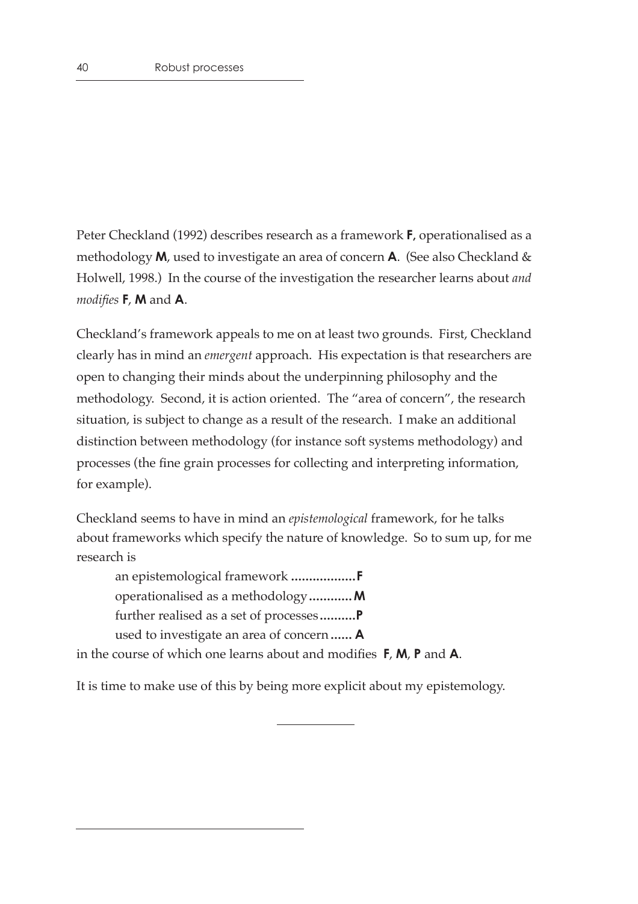Peter Checkland (1992) describes research as a framework **F**, operationalised as a methodology **M**, used to investigate an area of concern **A**. (See also Checkland & Holwell, 1998.) In the course of the investigation the researcher learns about *and modifies* **F**, **M** and **A**.

Checkland's framework appeals to me on at least two grounds. First, Checkland clearly has in mind an *emergent* approach. His expectation is that researchers are open to changing their minds about the underpinning philosophy and the methodology. Second, it is action oriented. The "area of concern", the research situation, is subject to change as a result of the research. I make an additional distinction between methodology (for instance soft systems methodology) and processes (the fine grain processes for collecting and interpreting information, for example).

Checkland seems to have in mind an *epistemological* framework, for he talks about frameworks which specify the nature of knowledge. So to sum up, for me research is

> an epistemological framework ..................**F**
> operationalised as a methodology ............**M**
> further realised as a set of processes ..........**P**
> used to investigate an area of concern ...... **A**

in the course of which one learns about and modifies **F**, **M**, **P** and **A**.

It is time to make use of this by being more explicit about my epistemology.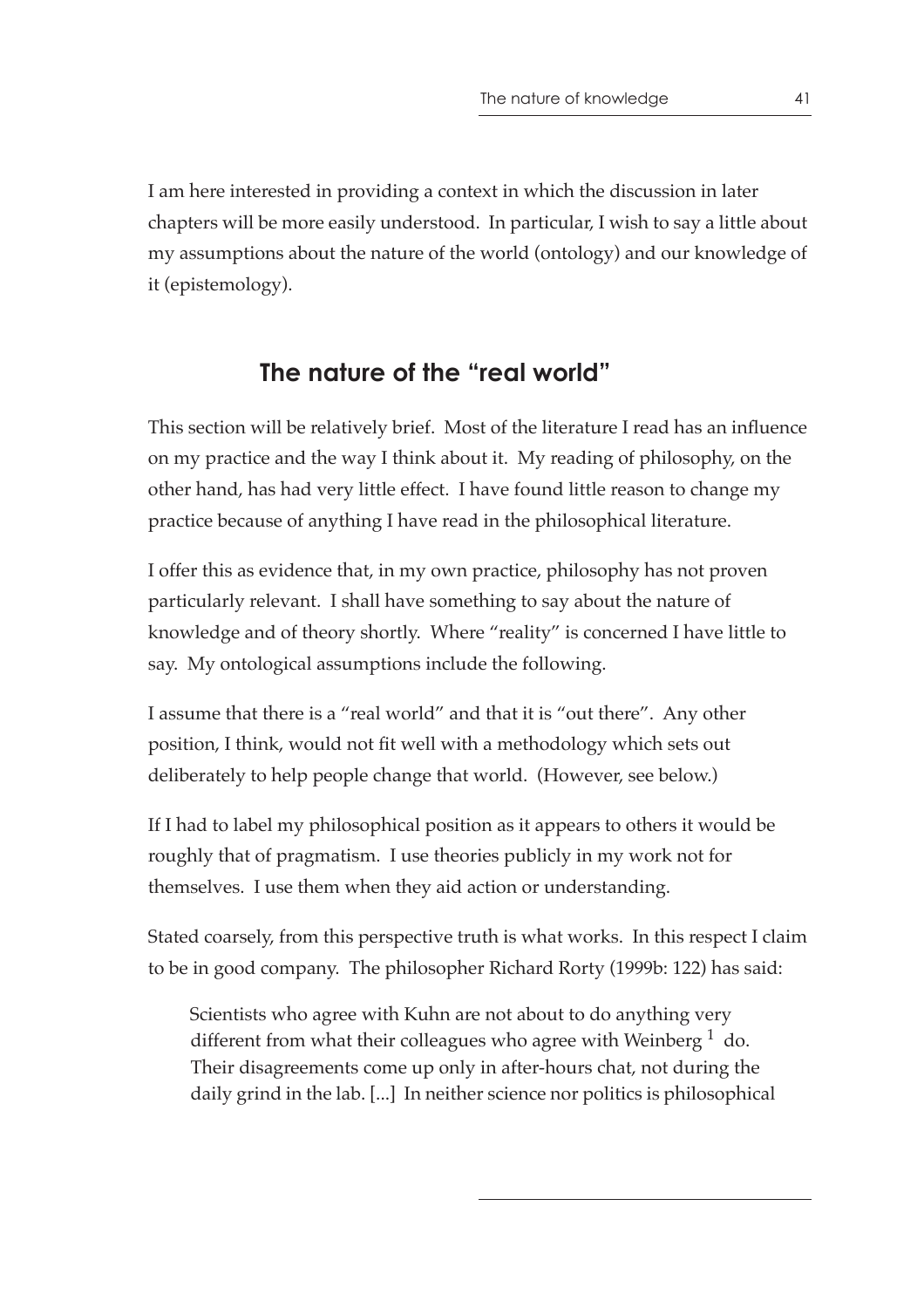I am here interested in providing a context in which the discussion in later chapters will be more easily understood. In particular, I wish to say a little about my assumptions about the nature of the world (ontology) and our knowledge of it (epistemology).

## The nature of the "real world"

This section will be relatively brief. Most of the literature I read has an influence on my practice and the way I think about it. My reading of philosophy, on the other hand, has had very little effect. I have found little reason to change my practice because of anything I have read in the philosophical literature.

I offer this as evidence that, in my own practice, philosophy has not proven particularly relevant. I shall have something to say about the nature of knowledge and of theory shortly. Where "reality" is concerned I have little to say. My ontological assumptions include the following.

I assume that there is a "real world" and that it is "out there". Any other position, I think, would not fit well with a methodology which sets out deliberately to help people change that world. (However, see below.)

If I had to label my philosophical position as it appears to others it would be roughly that of pragmatism. I use theories publicly in my work not for themselves. I use them when they aid action or understanding.

Stated coarsely, from this perspective truth is what works. In this respect I claim to be in good company. The philosopher Richard Rorty (1999b: 122) has said:

> Scientists who agree with Kuhn are not about to do anything very different from what their colleagues who agree with Weinberg [1] do. Their disagreements come up only in after-hours chat, not during the daily grind in the lab. [...] In neither science nor politics is philosophical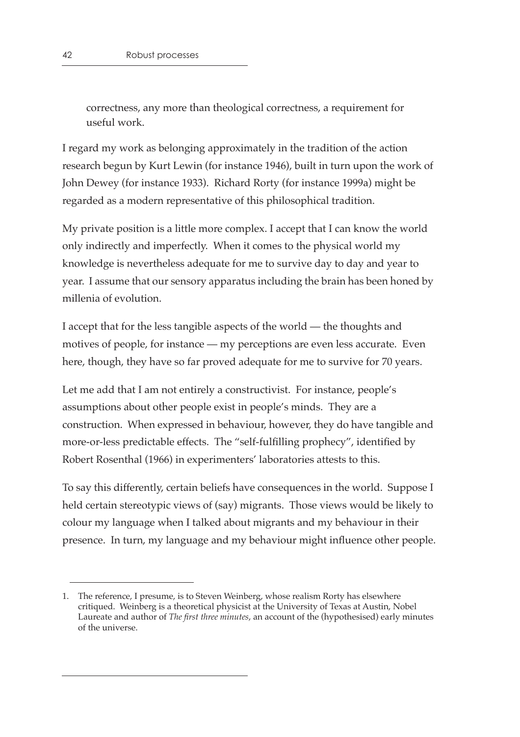correctness, any more than theological correctness, a requirement for useful work.

I regard my work as belonging approximately in the tradition of the action research begun by Kurt Lewin (for instance 1946), built in turn upon the work of John Dewey (for instance 1933). Richard Rorty (for instance 1999a) might be regarded as a modern representative of this philosophical tradition.

My private position is a little more complex. I accept that I can know the world only indirectly and imperfectly. When it comes to the physical world my knowledge is nevertheless adequate for me to survive day to day and year to year. I assume that our sensory apparatus including the brain has been honed by millenia of evolution.

I accept that for the less tangible aspects of the world — the thoughts and motives of people, for instance — my perceptions are even less accurate. Even here, though, they have so far proved adequate for me to survive for 70 years.

Let me add that I am not entirely a constructivist. For instance, people's assumptions about other people exist in people's minds. They are a construction. When expressed in behaviour, however, they do have tangible and more-or-less predictable effects. The "self-fulfilling prophecy", identified by Robert Rosenthal (1966) in experimenters' laboratories attests to this.

To say this differently, certain beliefs have consequences in the world. Suppose I held certain stereotypic views of (say) migrants. Those views would be likely to colour my language when I talked about migrants and my behaviour in their presence. In turn, my language and my behaviour might influence other people.

---

1. The reference, I presume, is to Steven Weinberg, whose realism Rorty has elsewhere critiqued. Weinberg is a theoretical physicist at the University of Texas at Austin, Nobel Laureate and author of *The first three minutes*, an account of the (hypothesised) early minutes of the universe.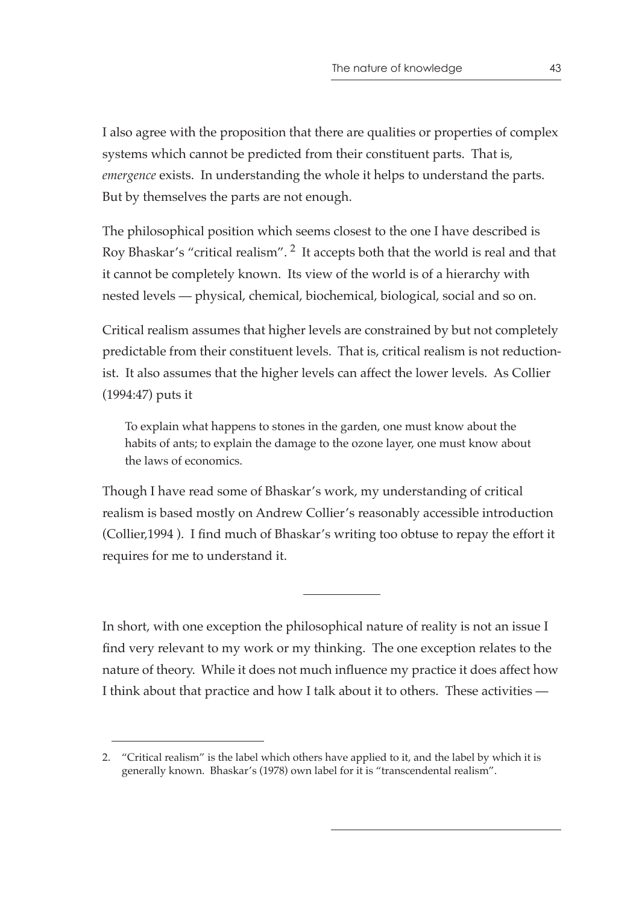I also agree with the proposition that there are qualities or properties of complex systems which cannot be predicted from their constituent parts. That is, *emergence* exists. In understanding the whole it helps to understand the parts. But by themselves the parts are not enough.

The philosophical position which seems closest to the one I have described is Roy Bhaskar's "critical realism". [2] It accepts both that the world is real and that it cannot be completely known. Its view of the world is of a hierarchy with nested levels — physical, chemical, biochemical, biological, social and so on.

Critical realism assumes that higher levels are constrained by but not completely predictable from their constituent levels. That is, critical realism is not reductionist. It also assumes that the higher levels can affect the lower levels. As Collier (1994:47) puts it

> To explain what happens to stones in the garden, one must know about the habits of ants; to explain the damage to the ozone layer, one must know about the laws of economics.

Though I have read some of Bhaskar's work, my understanding of critical realism is based mostly on Andrew Collier's reasonably accessible introduction (Collier,1994 ). I find much of Bhaskar's writing too obtuse to repay the effort it requires for me to understand it.

---

In short, with one exception the philosophical nature of reality is not an issue I find very relevant to my work or my thinking. The one exception relates to the nature of theory. While it does not much influence my practice it does affect how I think about that practice and how I talk about it to others. These activities —

2. "Critical realism" is the label which others have applied to it, and the label by which it is generally known. Bhaskar's (1978) own label for it is "transcendental realism".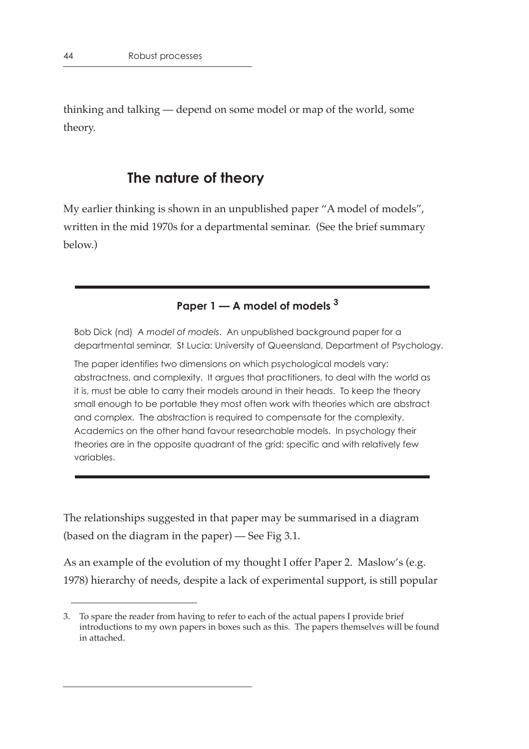thinking and talking — depend on some model or map of the world, some theory.

## The nature of theory

My earlier thinking is shown in an unpublished paper "A model of models", written in the mid 1970s for a departmental seminar. (See the brief summary below.)

---

**Paper 1 — A model of models [3]**

Bob Dick (nd) *A model of models*. An unpublished background paper for a departmental seminar. St Lucia: University of Queensland, Department of Psychology.

The paper identifies two dimensions on which psychological models vary: abstractness, and complexity. It argues that practitioners, to deal with the world as it is, must be able to carry their models around in their heads. To keep the theory small enough to be portable they most often work with theories which are abstract and complex. The abstraction is required to compensate for the complexity. Academics on the other hand favour researchable models. In psychology their theories are in the opposite quadrant of the grid: specific and with relatively few variables.

---

The relationships suggested in that paper may be summarised in a diagram (based on the diagram in the paper) — See Fig 3.1.

As an example of the evolution of my thought I offer Paper 2. Maslow's (e.g. 1978) hierarchy of needs, despite a lack of experimental support, is still popular

3. To spare the reader from having to refer to each of the actual papers I provide brief introductions to my own papers in boxes such as this. The papers themselves will be found in attached.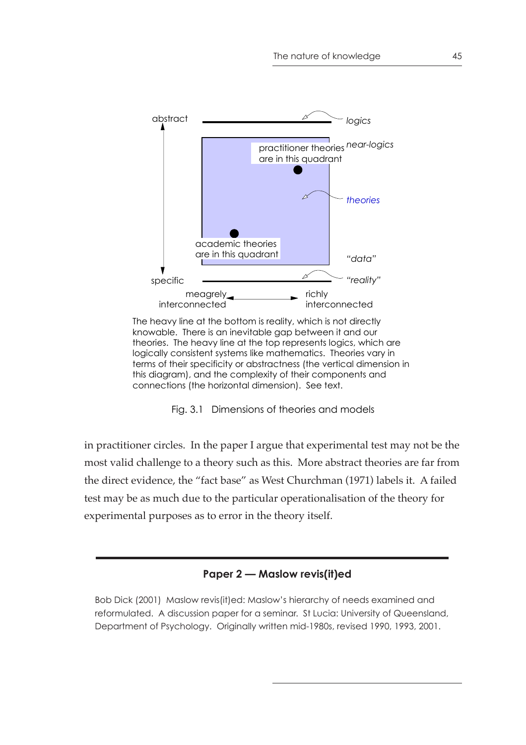abstract

logics

near-logics

practitioner theories are in this quadrant

theories

academic theories are in this quadrant

"data"

specific

"reality"

meagrely interconnected ← → richly interconnected

The heavy line at the bottom is reality, which is not directly knowable. There is an inevitable gap between it and our theories. The heavy line at the top represents logics, which are logically consistent systems like mathematics. Theories vary in terms of their specificity or abstractness (the vertical dimension in this diagram), and the complexity of their components and connections (the horizontal dimension). See text.

Fig. 3.1 Dimensions of theories and models

in practitioner circles. In the paper I argue that experimental test may not be the most valid challenge to a theory such as this. More abstract theories are far from the direct evidence, the "fact base" as West Churchman (1971) labels it. A failed test may be as much due to the particular operationalisation of the theory for experimental purposes as to error in the theory itself.

---

**Paper 2 — Maslow revis(it)ed**

Bob Dick (2001) Maslow revis(it)ed: Maslow's hierarchy of needs examined and reformulated. A discussion paper for a seminar. St Lucia: University of Queensland, Department of Psychology. Originally written mid-1980s, revised 1990, 1993, 2001.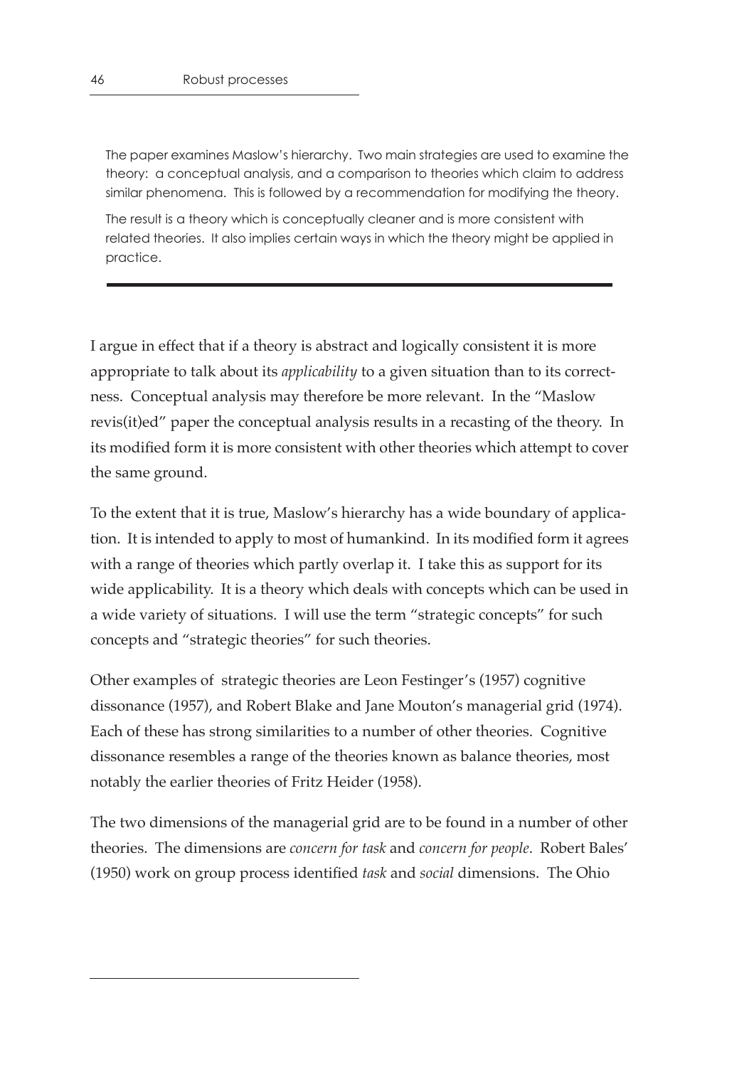The paper examines Maslow's hierarchy. Two main strategies are used to examine the theory: a conceptual analysis, and a comparison to theories which claim to address similar phenomena. This is followed by a recommendation for modifying the theory.

The result is a theory which is conceptually cleaner and is more consistent with related theories. It also implies certain ways in which the theory might be applied in practice.

---

I argue in effect that if a theory is abstract and logically consistent it is more appropriate to talk about its *applicability* to a given situation than to its correctness. Conceptual analysis may therefore be more relevant. In the "Maslow revis(it)ed" paper the conceptual analysis results in a recasting of the theory. In its modified form it is more consistent with other theories which attempt to cover the same ground.

To the extent that it is true, Maslow's hierarchy has a wide boundary of application. It is intended to apply to most of humankind. In its modified form it agrees with a range of theories which partly overlap it. I take this as support for its wide applicability. It is a theory which deals with concepts which can be used in a wide variety of situations. I will use the term "strategic concepts" for such concepts and "strategic theories" for such theories.

Other examples of strategic theories are Leon Festinger's (1957) cognitive dissonance (1957), and Robert Blake and Jane Mouton's managerial grid (1974). Each of these has strong similarities to a number of other theories. Cognitive dissonance resembles a range of the theories known as balance theories, most notably the earlier theories of Fritz Heider (1958).

The two dimensions of the managerial grid are to be found in a number of other theories. The dimensions are *concern for task* and *concern for people*. Robert Bales' (1950) work on group process identified *task* and *social* dimensions. The Ohio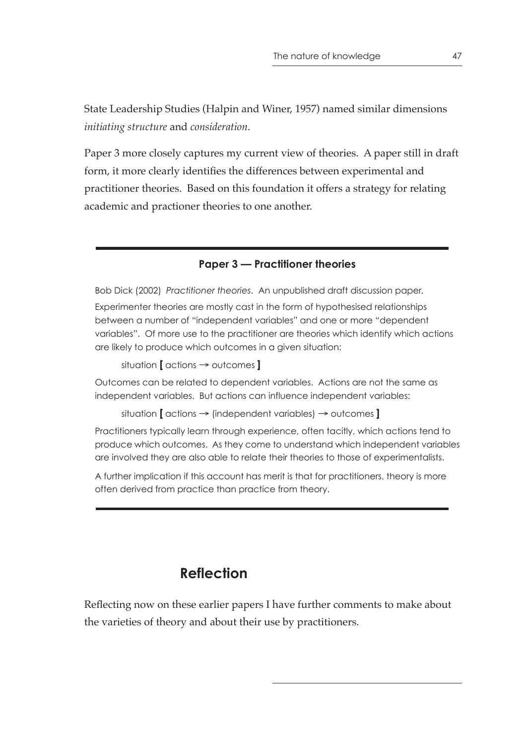State Leadership Studies (Halpin and Winer, 1957) named similar dimensions *initiating structure* and *consideration*.

Paper 3 more closely captures my current view of theories. A paper still in draft form, it more clearly identifies the differences between experimental and practitioner theories. Based on this foundation it offers a strategy for relating academic and practioner theories to one another.

---

**Paper 3 — Practitioner theories**

Bob Dick (2002) *Practitioner theories*. An unpublished draft discussion paper.

Experimenter theories are mostly cast in the form of hypothesised relationships between a number of "independent variables" and one or more "dependent variables". Of more use to the practitioner are theories which identify which actions are likely to produce which outcomes in a given situation:

> situation **[** actions → outcomes **]**

Outcomes can be related to dependent variables. Actions are not the same as independent variables. But actions can influence independent variables:

> situation **[** actions → (independent variables) → outcomes **]**

Practitioners typically learn through experience, often tacitly, which actions tend to produce which outcomes. As they come to understand which independent variables are involved they are also able to relate their theories to those of experimentalists.

A further implication if this account has merit is that for practitioners, theory is more often derived from practice than practice from theory.

---

## Reflection

Reflecting now on these earlier papers I have further comments to make about the varieties of theory and about their use by practitioners.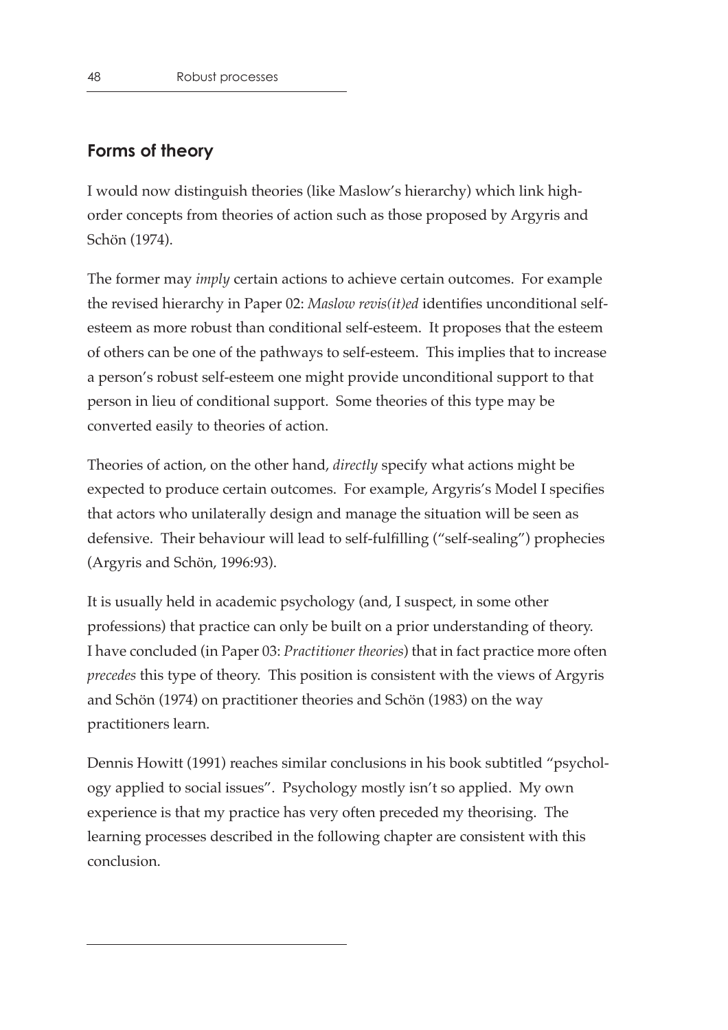## Forms of theory

I would now distinguish theories (like Maslow's hierarchy) which link high-order concepts from theories of action such as those proposed by Argyris and Schön (1974).

The former may *imply* certain actions to achieve certain outcomes. For example the revised hierarchy in Paper 02: *Maslow revis(it)ed* identifies unconditional self-esteem as more robust than conditional self-esteem. It proposes that the esteem of others can be one of the pathways to self-esteem. This implies that to increase a person's robust self-esteem one might provide unconditional support to that person in lieu of conditional support. Some theories of this type may be converted easily to theories of action.

Theories of action, on the other hand, *directly* specify what actions might be expected to produce certain outcomes. For example, Argyris's Model I specifies that actors who unilaterally design and manage the situation will be seen as defensive. Their behaviour will lead to self-fulfilling ("self-sealing") prophecies (Argyris and Schön, 1996:93).

It is usually held in academic psychology (and, I suspect, in some other professions) that practice can only be built on a prior understanding of theory. I have concluded (in Paper 03: *Practitioner theories*) that in fact practice more often *precedes* this type of theory. This position is consistent with the views of Argyris and Schön (1974) on practitioner theories and Schön (1983) on the way practitioners learn.

Dennis Howitt (1991) reaches similar conclusions in his book subtitled "psychology applied to social issues". Psychology mostly isn't so applied. My own experience is that my practice has very often preceded my theorising. The learning processes described in the following chapter are consistent with this conclusion.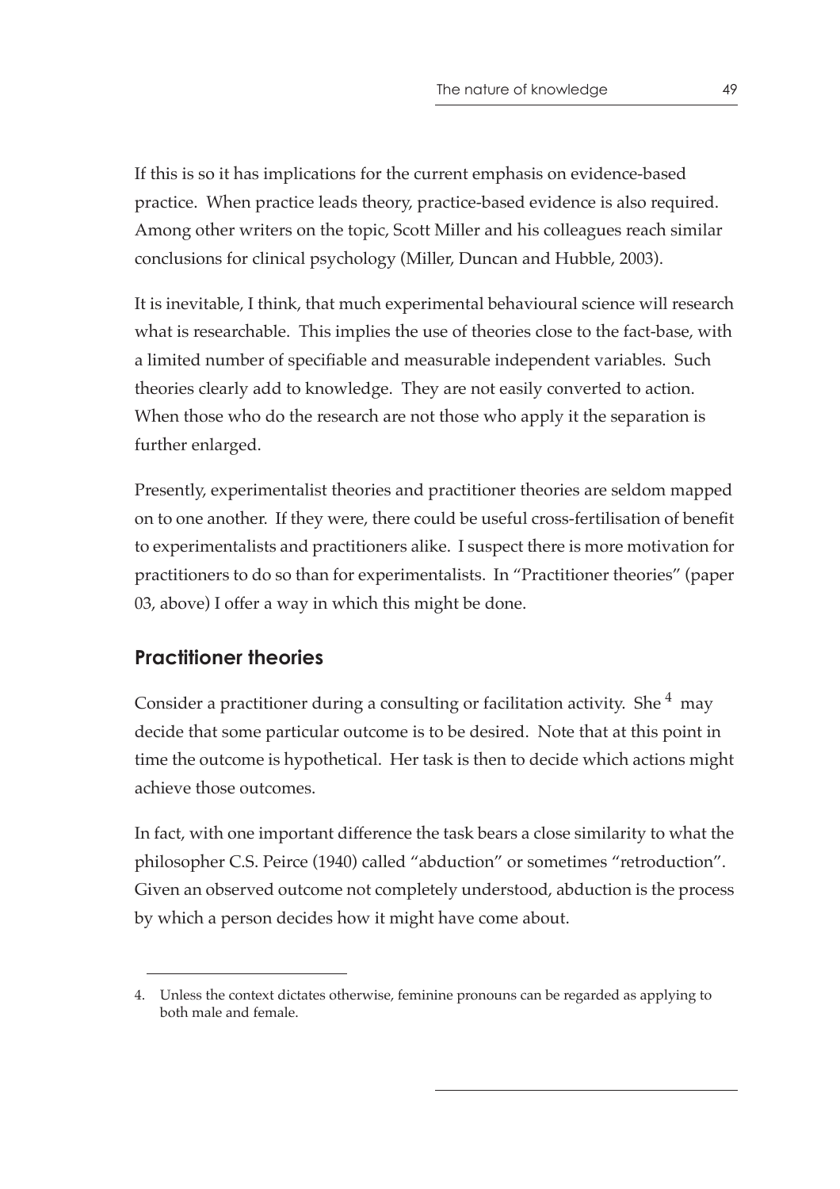If this is so it has implications for the current emphasis on evidence-based practice. When practice leads theory, practice-based evidence is also required. Among other writers on the topic, Scott Miller and his colleagues reach similar conclusions for clinical psychology (Miller, Duncan and Hubble, 2003).

It is inevitable, I think, that much experimental behavioural science will research what is researchable. This implies the use of theories close to the fact-base, with a limited number of specifiable and measurable independent variables. Such theories clearly add to knowledge. They are not easily converted to action. When those who do the research are not those who apply it the separation is further enlarged.

Presently, experimentalist theories and practitioner theories are seldom mapped on to one another. If they were, there could be useful cross-fertilisation of benefit to experimentalists and practitioners alike. I suspect there is more motivation for practitioners to do so than for experimentalists. In "Practitioner theories" (paper 03, above) I offer a way in which this might be done.

## Practitioner theories

Consider a practitioner during a consulting or facilitation activity. She [4] may decide that some particular outcome is to be desired. Note that at this point in time the outcome is hypothetical. Her task is then to decide which actions might achieve those outcomes.

In fact, with one important difference the task bears a close similarity to what the philosopher C.S. Peirce (1940) called "abduction" or sometimes "retroduction". Given an observed outcome not completely understood, abduction is the process by which a person decides how it might have come about.

---

4. Unless the context dictates otherwise, feminine pronouns can be regarded as applying to both male and female.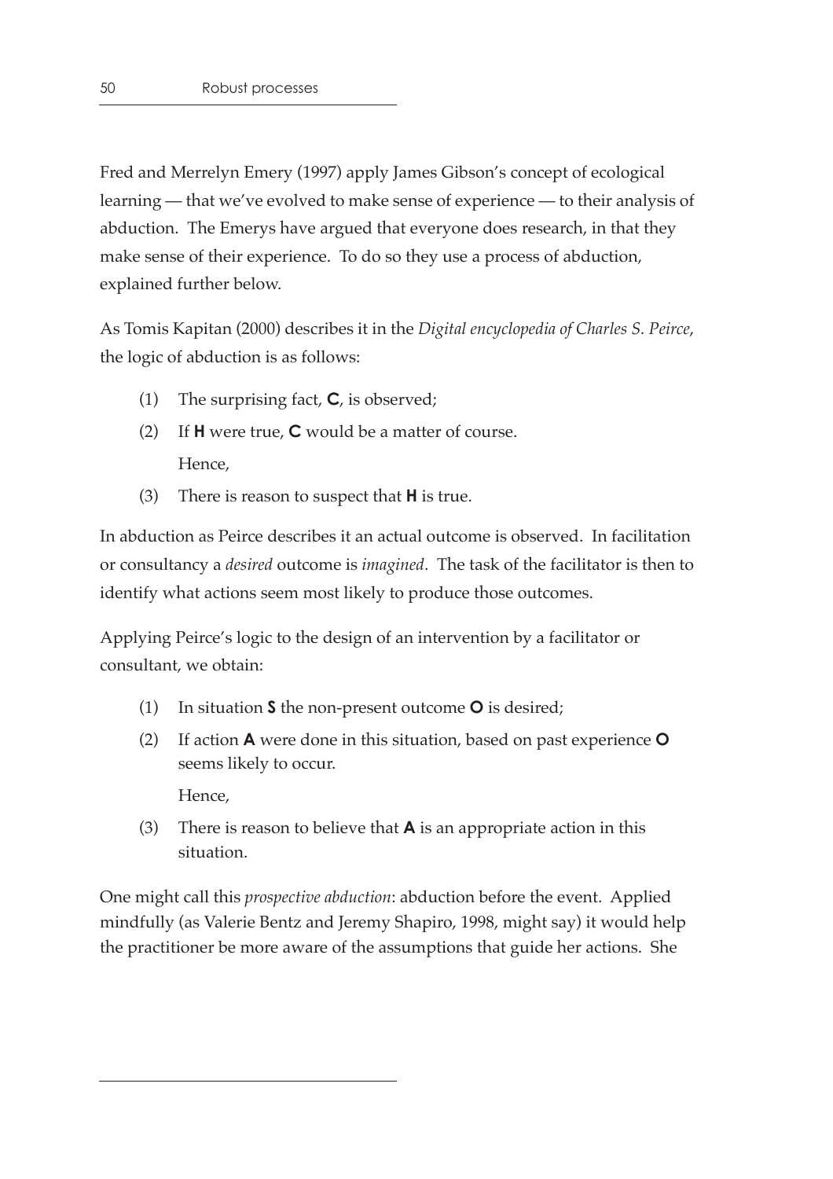Fred and Merrelyn Emery (1997) apply James Gibson's concept of ecological learning — that we've evolved to make sense of experience — to their analysis of abduction. The Emerys have argued that everyone does research, in that they make sense of their experience. To do so they use a process of abduction, explained further below.

As Tomis Kapitan (2000) describes it in the *Digital encyclopedia of Charles S. Peirce*, the logic of abduction is as follows:

(1) The surprising fact, **C**, is observed;

(2) If **H** were true, **C** would be a matter of course.

Hence,

(3) There is reason to suspect that **H** is true.

In abduction as Peirce describes it an actual outcome is observed. In facilitation or consultancy a *desired* outcome is *imagined*. The task of the facilitator is then to identify what actions seem most likely to produce those outcomes.

Applying Peirce's logic to the design of an intervention by a facilitator or consultant, we obtain:

(1) In situation **S** the non-present outcome **O** is desired;

(2) If action **A** were done in this situation, based on past experience **O** seems likely to occur.

Hence,

(3) There is reason to believe that **A** is an appropriate action in this situation.

One might call this *prospective abduction*: abduction before the event. Applied mindfully (as Valerie Bentz and Jeremy Shapiro, 1998, might say) it would help the practitioner be more aware of the assumptions that guide her actions. She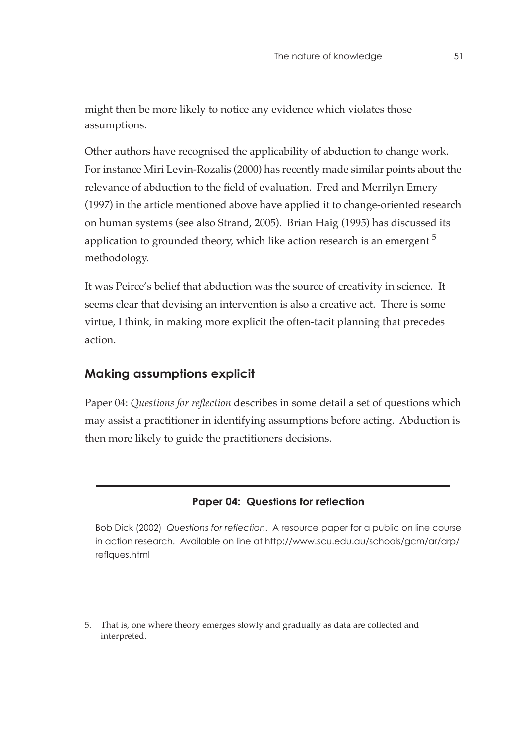might then be more likely to notice any evidence which violates those assumptions.

Other authors have recognised the applicability of abduction to change work. For instance Miri Levin-Rozalis (2000) has recently made similar points about the relevance of abduction to the field of evaluation. Fred and Merrilyn Emery (1997) in the article mentioned above have applied it to change-oriented research on human systems (see also Strand, 2005). Brian Haig (1995) has discussed its application to grounded theory, which like action research is an emergent [5] methodology.

It was Peirce's belief that abduction was the source of creativity in science. It seems clear that devising an intervention is also a creative act. There is some virtue, I think, in making more explicit the often-tacit planning that precedes action.

## Making assumptions explicit

Paper 04: *Questions for reflection* describes in some detail a set of questions which may assist a practitioner in identifying assumptions before acting. Abduction is then more likely to guide the practitioners decisions.

---

**Paper 04: Questions for reflection**

Bob Dick (2002) *Questions for reflection*. A resource paper for a public on line course in action research. Available on line at http://www.scu.edu.au/schools/gcm/ar/arp/reflques.html

---

5. That is, one where theory emerges slowly and gradually as data are collected and interpreted.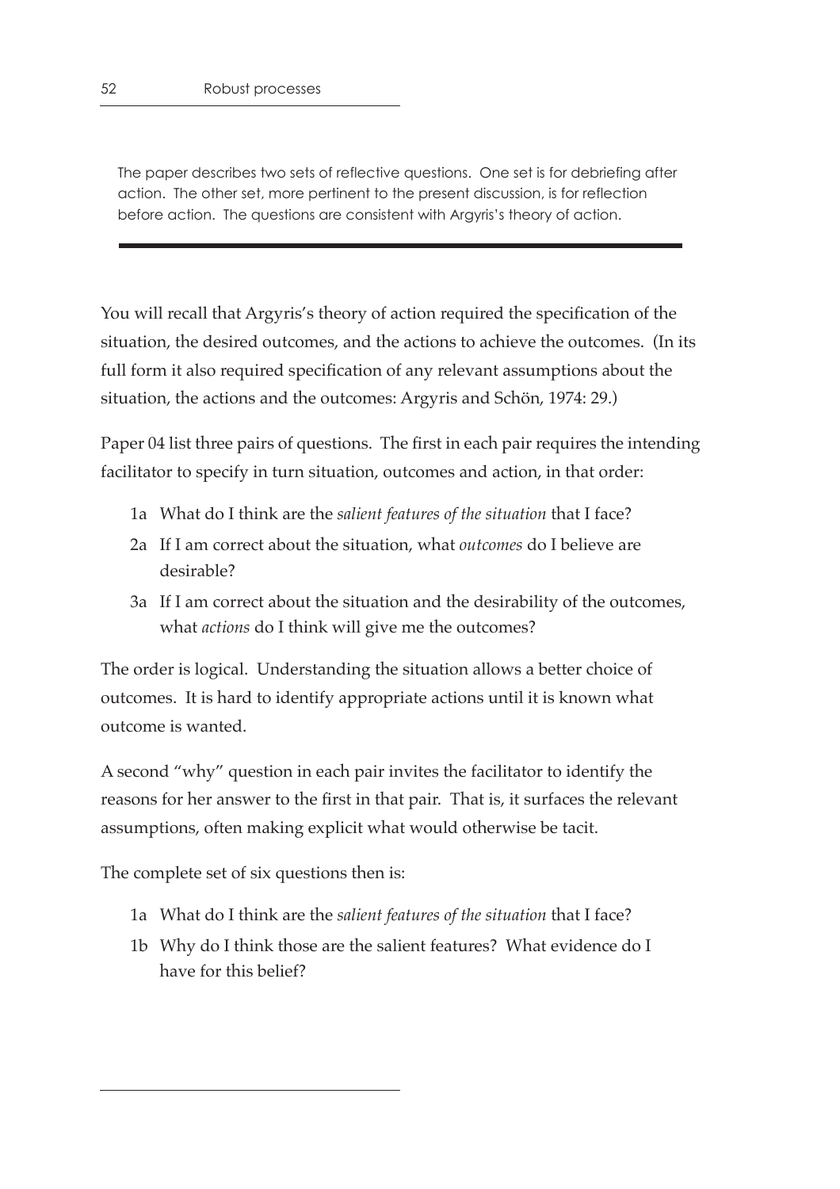The paper describes two sets of reflective questions. One set is for debriefing after action. The other set, more pertinent to the present discussion, is for reflection before action. The questions are consistent with Argyris's theory of action.

---

You will recall that Argyris's theory of action required the specification of the situation, the desired outcomes, and the actions to achieve the outcomes. (In its full form it also required specification of any relevant assumptions about the situation, the actions and the outcomes: Argyris and Schön, 1974: 29.)

Paper 04 list three pairs of questions. The first in each pair requires the intending facilitator to specify in turn situation, outcomes and action, in that order:

- 1a What do I think are the *salient features of the situation* that I face?
- 2a If I am correct about the situation, what *outcomes* do I believe are desirable?
- 3a If I am correct about the situation and the desirability of the outcomes, what *actions* do I think will give me the outcomes?

The order is logical. Understanding the situation allows a better choice of outcomes. It is hard to identify appropriate actions until it is known what outcome is wanted.

A second "why" question in each pair invites the facilitator to identify the reasons for her answer to the first in that pair. That is, it surfaces the relevant assumptions, often making explicit what would otherwise be tacit.

The complete set of six questions then is:

- 1a What do I think are the *salient features of the situation* that I face?
- 1b Why do I think those are the salient features? What evidence do I have for this belief?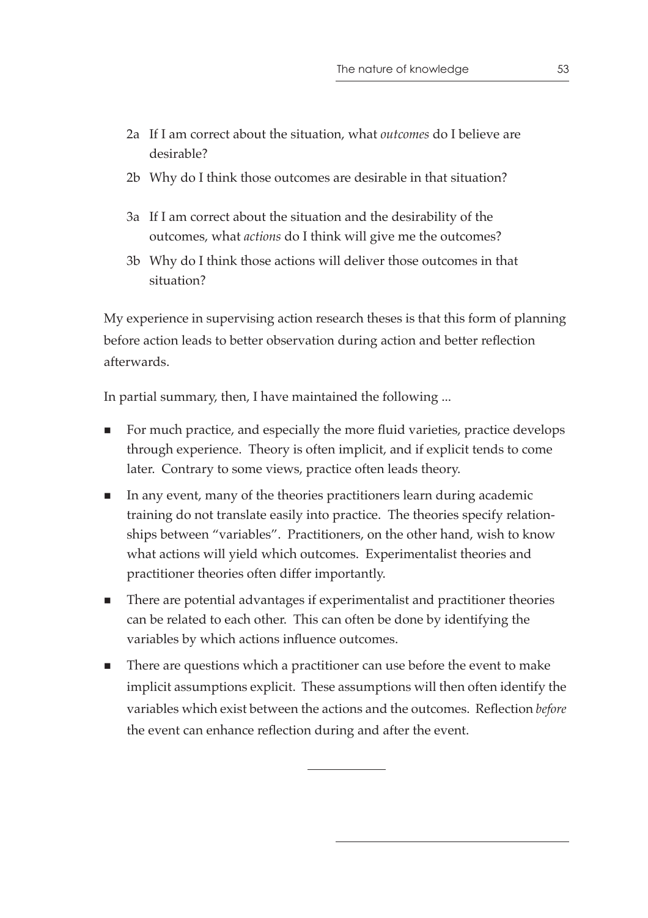2a If I am correct about the situation, what *outcomes* do I believe are desirable?

2b Why do I think those outcomes are desirable in that situation?

3a If I am correct about the situation and the desirability of the outcomes, what *actions* do I think will give me the outcomes?

3b Why do I think those actions will deliver those outcomes in that situation?

My experience in supervising action research theses is that this form of planning before action leads to better observation during action and better reflection afterwards.

In partial summary, then, I have maintained the following ...

- For much practice, and especially the more fluid varieties, practice develops through experience. Theory is often implicit, and if explicit tends to come later. Contrary to some views, practice often leads theory.
- In any event, many of the theories practitioners learn during academic training do not translate easily into practice. The theories specify relationships between "variables". Practitioners, on the other hand, wish to know what actions will yield which outcomes. Experimentalist theories and practitioner theories often differ importantly.
- There are potential advantages if experimentalist and practitioner theories can be related to each other. This can often be done by identifying the variables by which actions influence outcomes.
- There are questions which a practitioner can use before the event to make implicit assumptions explicit. These assumptions will then often identify the variables which exist between the actions and the outcomes. Reflection *before* the event can enhance reflection during and after the event.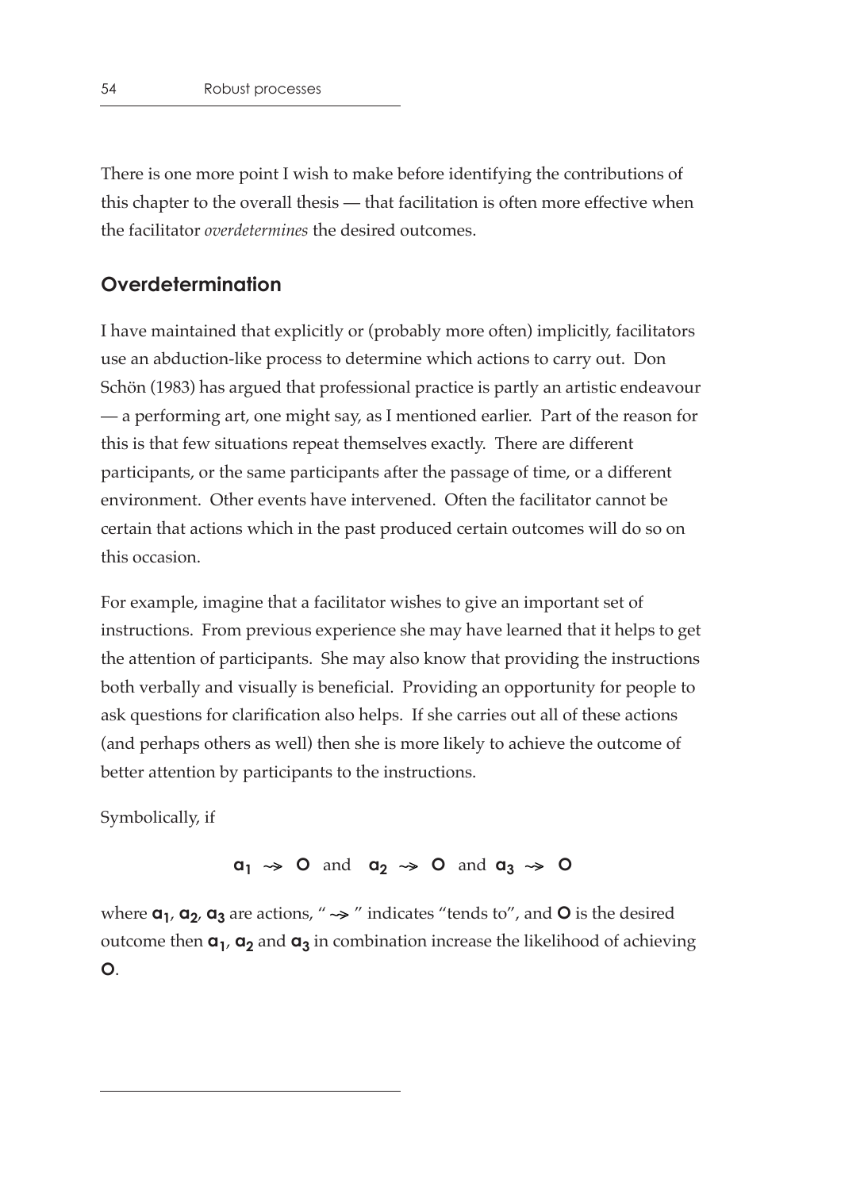There is one more point I wish to make before identifying the contributions of this chapter to the overall thesis — that facilitation is often more effective when the facilitator *overdetermines* the desired outcomes.

## Overdetermination

I have maintained that explicitly or (probably more often) implicitly, facilitators use an abduction-like process to determine which actions to carry out. Don Schön (1983) has argued that professional practice is partly an artistic endeavour — a performing art, one might say, as I mentioned earlier. Part of the reason for this is that few situations repeat themselves exactly. There are different participants, or the same participants after the passage of time, or a different environment. Other events have intervened. Often the facilitator cannot be certain that actions which in the past produced certain outcomes will do so on this occasion.

For example, imagine that a facilitator wishes to give an important set of instructions. From previous experience she may have learned that it helps to get the attention of participants. She may also know that providing the instructions both verbally and visually is beneficial. Providing an opportunity for people to ask questions for clarification also helps. If she carries out all of these actions (and perhaps others as well) then she is more likely to achieve the outcome of better attention by participants to the instructions.

Symbolically, if

$$\mathbf{a_1} \rightsquigarrow \mathbf{O} \text{ and } \mathbf{a_2} \rightsquigarrow \mathbf{O} \text{ and } \mathbf{a_3} \rightsquigarrow \mathbf{O}$$

where $\mathbf{a_1}$, $\mathbf{a_2}$, $\mathbf{a_3}$ are actions, " $\rightsquigarrow$ " indicates "tends to", and $\mathbf{O}$ is the desired outcome then $\mathbf{a_1}$, $\mathbf{a_2}$ and $\mathbf{a_3}$ in combination increase the likelihood of achieving $\mathbf{O}$.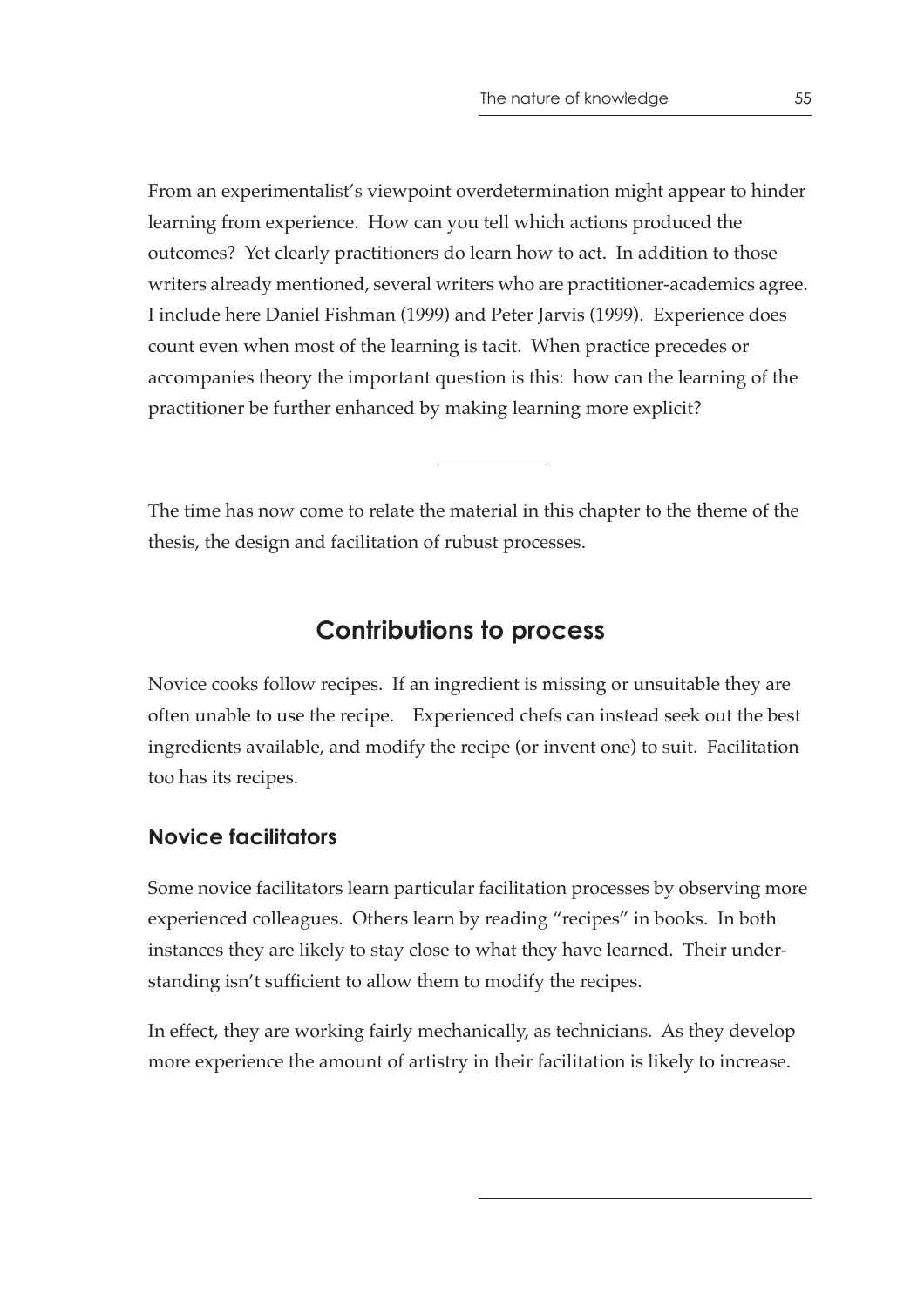From an experimentalist's viewpoint overdetermination might appear to hinder learning from experience. How can you tell which actions produced the outcomes? Yet clearly practitioners do learn how to act. In addition to those writers already mentioned, several writers who are practitioner-academics agree. I include here Daniel Fishman (1999) and Peter Jarvis (1999). Experience does count even when most of the learning is tacit. When practice precedes or accompanies theory the important question is this: how can the learning of the practitioner be further enhanced by making learning more explicit?

---

The time has now come to relate the material in this chapter to the theme of the thesis, the design and facilitation of rubust processes.

## Contributions to process

Novice cooks follow recipes. If an ingredient is missing or unsuitable they are often unable to use the recipe. Experienced chefs can instead seek out the best ingredients available, and modify the recipe (or invent one) to suit. Facilitation too has its recipes.

### Novice facilitators

Some novice facilitators learn particular facilitation processes by observing more experienced colleagues. Others learn by reading "recipes" in books. In both instances they are likely to stay close to what they have learned. Their understanding isn't sufficient to allow them to modify the recipes.

In effect, they are working fairly mechanically, as technicians. As they develop more experience the amount of artistry in their facilitation is likely to increase.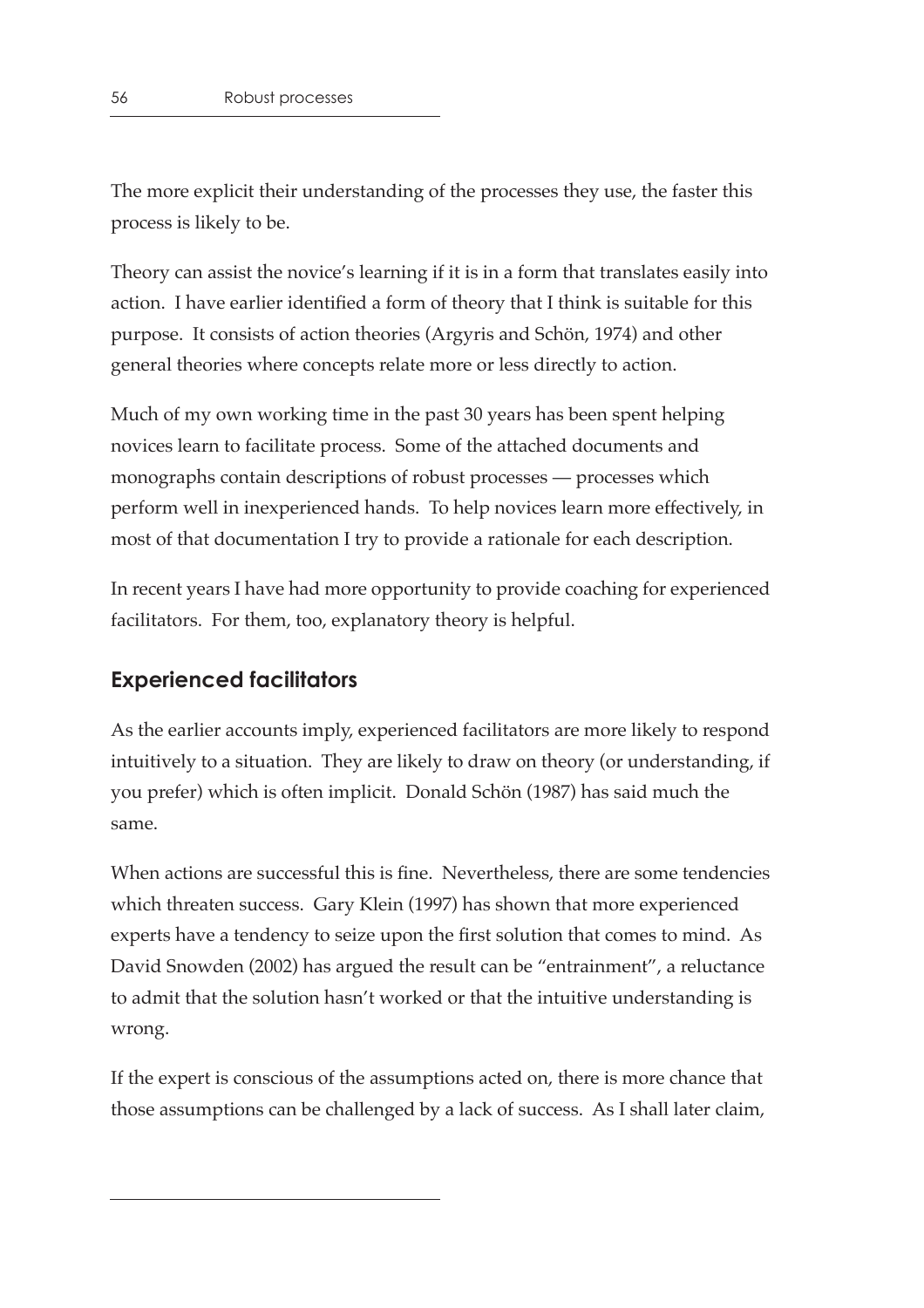The more explicit their understanding of the processes they use, the faster this process is likely to be.

Theory can assist the novice's learning if it is in a form that translates easily into action. I have earlier identified a form of theory that I think is suitable for this purpose. It consists of action theories (Argyris and Schön, 1974) and other general theories where concepts relate more or less directly to action.

Much of my own working time in the past 30 years has been spent helping novices learn to facilitate process. Some of the attached documents and monographs contain descriptions of robust processes — processes which perform well in inexperienced hands. To help novices learn more effectively, in most of that documentation I try to provide a rationale for each description.

In recent years I have had more opportunity to provide coaching for experienced facilitators. For them, too, explanatory theory is helpful.

## Experienced facilitators

As the earlier accounts imply, experienced facilitators are more likely to respond intuitively to a situation. They are likely to draw on theory (or understanding, if you prefer) which is often implicit. Donald Schön (1987) has said much the same.

When actions are successful this is fine. Nevertheless, there are some tendencies which threaten success. Gary Klein (1997) has shown that more experienced experts have a tendency to seize upon the first solution that comes to mind. As David Snowden (2002) has argued the result can be "entrainment", a reluctance to admit that the solution hasn't worked or that the intuitive understanding is wrong.

If the expert is conscious of the assumptions acted on, there is more chance that those assumptions can be challenged by a lack of success. As I shall later claim,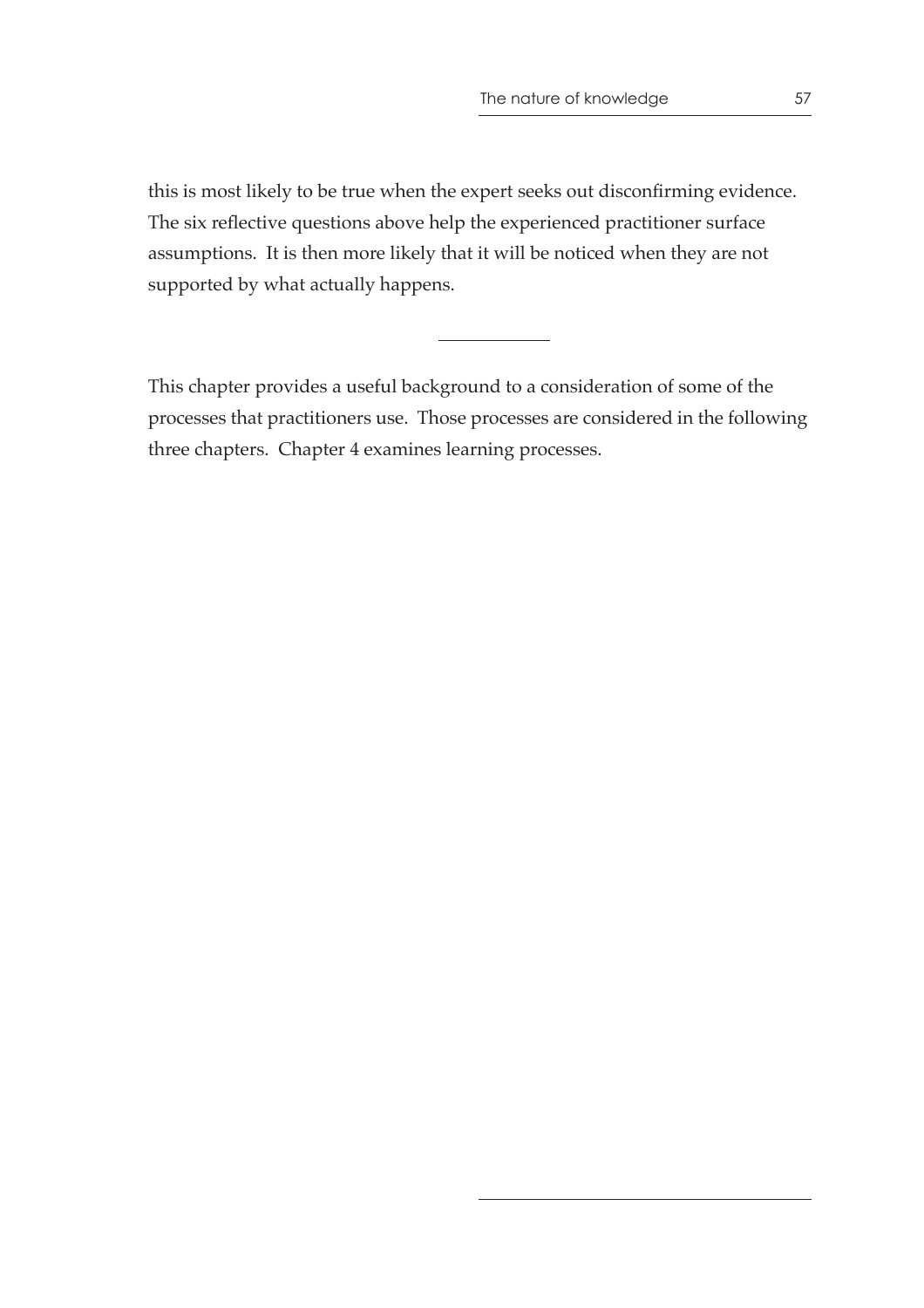this is most likely to be true when the expert seeks out disconfirming evidence. The six reflective questions above help the experienced practitioner surface assumptions. It is then more likely that it will be noticed when they are not supported by what actually happens.

---

This chapter provides a useful background to a consideration of some of the processes that practitioners use. Those processes are considered in the following three chapters. Chapter 4 examines learning processes.